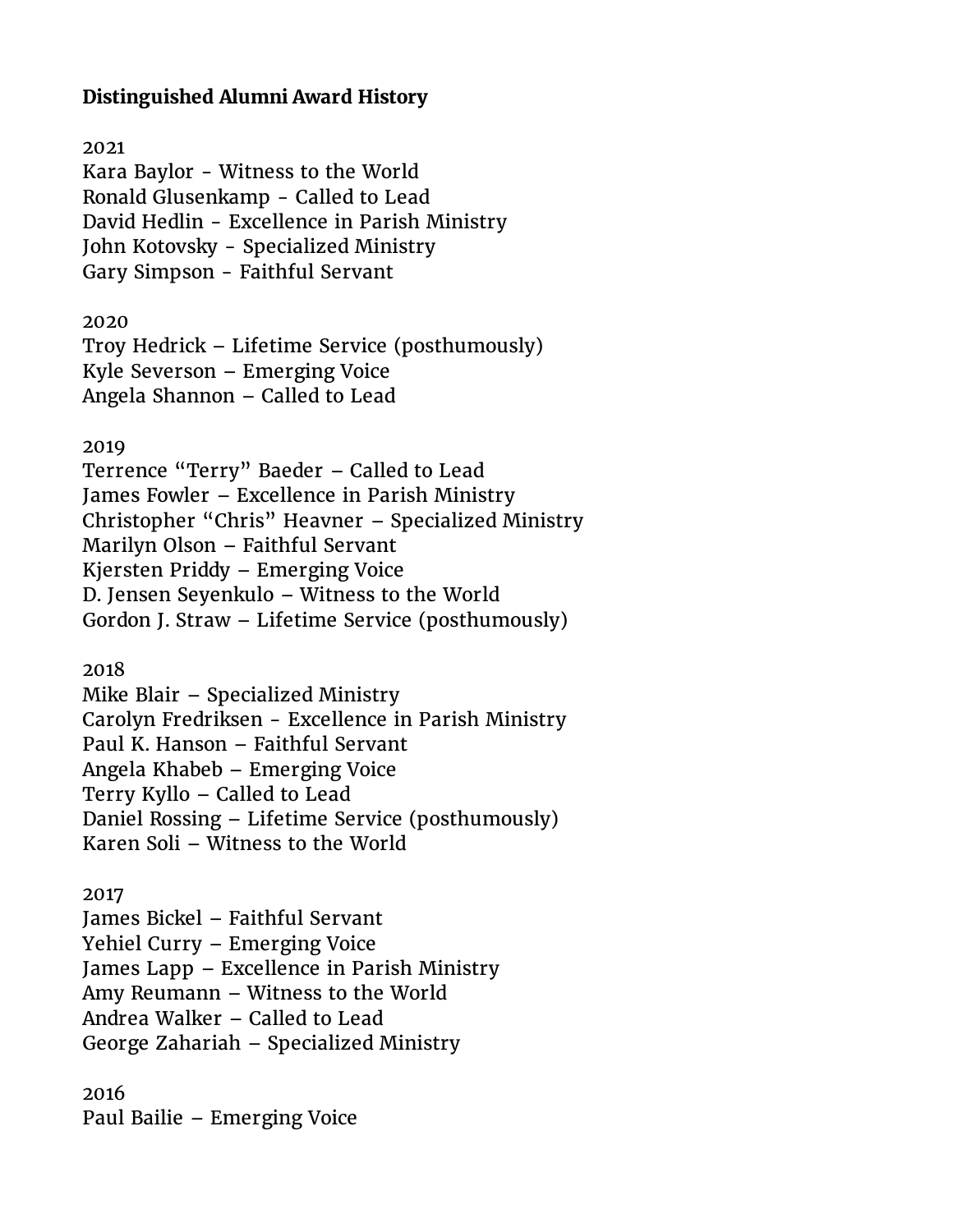**Distinguished Alumni Award History**

2021
Kara Baylor - Witness to the World
Ronald Glusenkamp - Called to Lead
David Hedlin - Excellence in Parish Ministry
John Kotovsky - Specialized Ministry
Gary Simpson - Faithful Servant

2020
Troy Hedrick – Lifetime Service (posthumously)
Kyle Severson – Emerging Voice
Angela Shannon – Called to Lead

2019
Terrence "Terry" Baeder – Called to Lead
James Fowler – Excellence in Parish Ministry
Christopher "Chris" Heavner – Specialized Ministry
Marilyn Olson – Faithful Servant
Kjersten Priddy – Emerging Voice
D. Jensen Seyenkulo – Witness to the World
Gordon J. Straw – Lifetime Service (posthumously)

2018
Mike Blair – Specialized Ministry
Carolyn Fredriksen - Excellence in Parish Ministry
Paul K. Hanson – Faithful Servant
Angela Khabeb – Emerging Voice
Terry Kyllo – Called to Lead
Daniel Rossing – Lifetime Service (posthumously)
Karen Soli – Witness to the World

2017
James Bickel – Faithful Servant
Yehiel Curry – Emerging Voice
James Lapp – Excellence in Parish Ministry
Amy Reumann – Witness to the World
Andrea Walker – Called to Lead
George Zahariah – Specialized Ministry

2016
Paul Bailie – Emerging Voice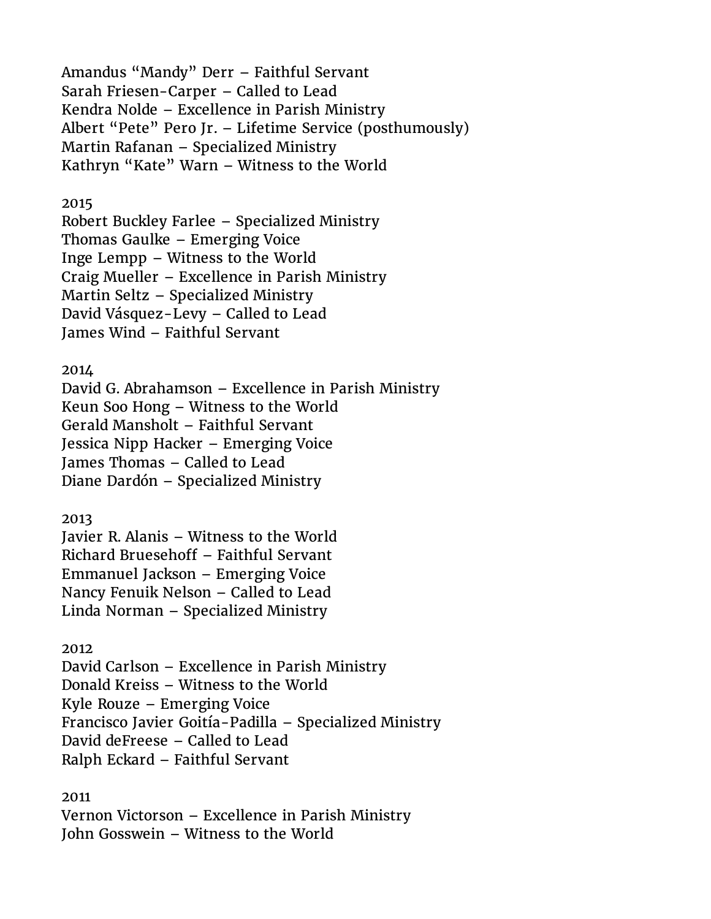Amandus “Mandy” Derr – Faithful Servant
Sarah Friesen-Carper – Called to Lead
Kendra Nolde – Excellence in Parish Ministry
Albert “Pete” Pero Jr. – Lifetime Service (posthumously)
Martin Rafanan – Specialized Ministry
Kathryn “Kate” Warn – Witness to the World

2015
Robert Buckley Farlee – Specialized Ministry
Thomas Gaulke – Emerging Voice
Inge Lempp – Witness to the World
Craig Mueller – Excellence in Parish Ministry
Martin Seltz – Specialized Ministry
David Vásquez-Levy – Called to Lead
James Wind – Faithful Servant

2014
David G. Abrahamson – Excellence in Parish Ministry
Keun Soo Hong – Witness to the World
Gerald Mansholt – Faithful Servant
Jessica Nipp Hacker – Emerging Voice
James Thomas – Called to Lead
Diane Dardón – Specialized Ministry

2013
Javier R. Alanis – Witness to the World
Richard Bruesehoff – Faithful Servant
Emmanuel Jackson – Emerging Voice
Nancy Fenuik Nelson – Called to Lead
Linda Norman – Specialized Ministry

2012
David Carlson – Excellence in Parish Ministry
Donald Kreiss – Witness to the World
Kyle Rouze – Emerging Voice
Francisco Javier Goitía-Padilla – Specialized Ministry
David deFreese – Called to Lead
Ralph Eckard – Faithful Servant

2011
Vernon Victorson – Excellence in Parish Ministry
John Gosswein – Witness to the World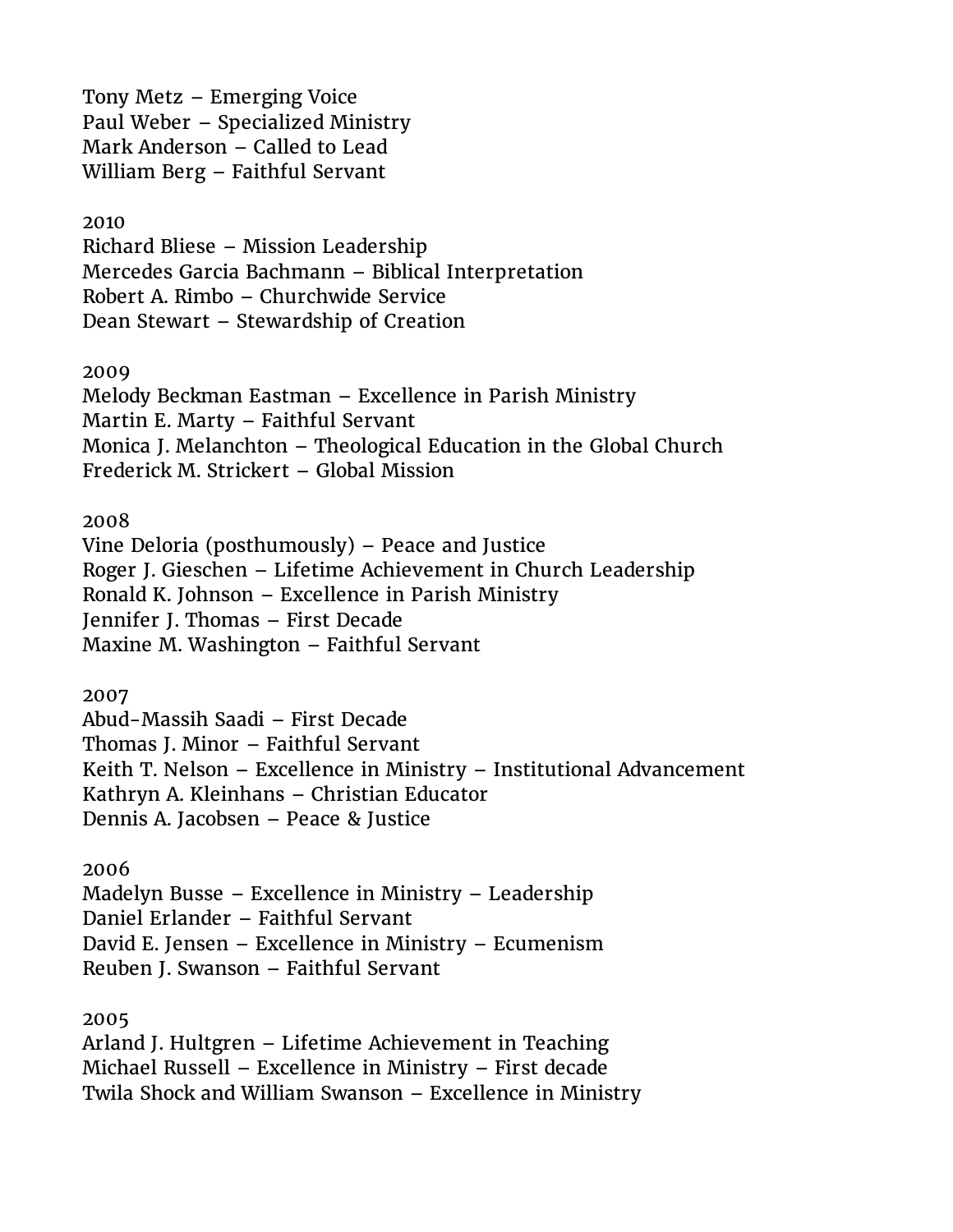Tony Metz – Emerging Voice
Paul Weber – Specialized Ministry
Mark Anderson – Called to Lead
William Berg – Faithful Servant

2010
Richard Bliese – Mission Leadership
Mercedes Garcia Bachmann – Biblical Interpretation
Robert A. Rimbo – Churchwide Service
Dean Stewart – Stewardship of Creation

2009
Melody Beckman Eastman – Excellence in Parish Ministry
Martin E. Marty – Faithful Servant
Monica J. Melanchton – Theological Education in the Global Church
Frederick M. Strickert – Global Mission

2008
Vine Deloria (posthumously) – Peace and Justice
Roger J. Gieschen – Lifetime Achievement in Church Leadership
Ronald K. Johnson – Excellence in Parish Ministry
Jennifer J. Thomas – First Decade
Maxine M. Washington – Faithful Servant

2007
Abud-Massih Saadi – First Decade
Thomas J. Minor – Faithful Servant
Keith T. Nelson – Excellence in Ministry – Institutional Advancement
Kathryn A. Kleinhans – Christian Educator
Dennis A. Jacobsen – Peace & Justice

2006
Madelyn Busse – Excellence in Ministry – Leadership
Daniel Erlander – Faithful Servant
David E. Jensen – Excellence in Ministry – Ecumenism
Reuben J. Swanson – Faithful Servant

2005
Arland J. Hultgren – Lifetime Achievement in Teaching
Michael Russell – Excellence in Ministry – First decade
Twila Shock and William Swanson – Excellence in Ministry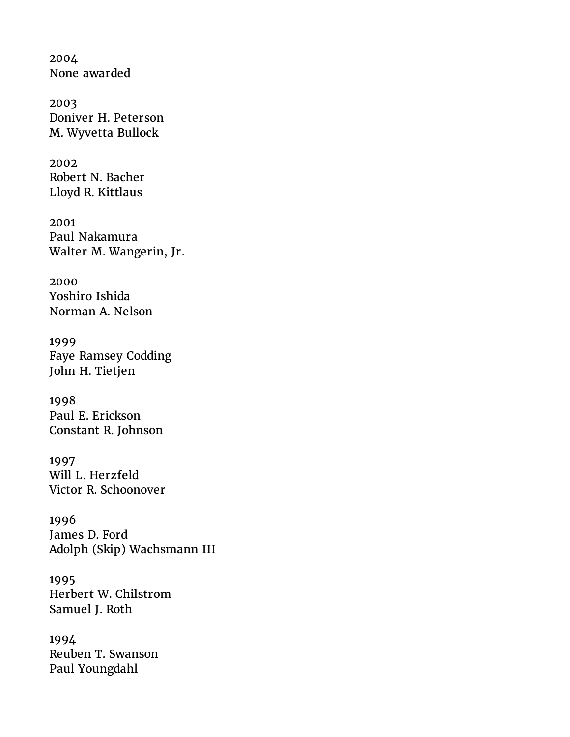2004
None awarded

2003
Doniver H. Peterson
M. Wyvetta Bullock

2002
Robert N. Bacher
Lloyd R. Kittlaus

2001
Paul Nakamura
Walter M. Wangerin, Jr.

2000
Yoshiro Ishida
Norman A. Nelson

1999
Faye Ramsey Codding
John H. Tietjen

1998
Paul E. Erickson
Constant R. Johnson

1997
Will L. Herzfeld
Victor R. Schoonover

1996
James D. Ford
Adolph (Skip) Wachsmann III

1995
Herbert W. Chilstrom
Samuel J. Roth

1994
Reuben T. Swanson
Paul Youngdahl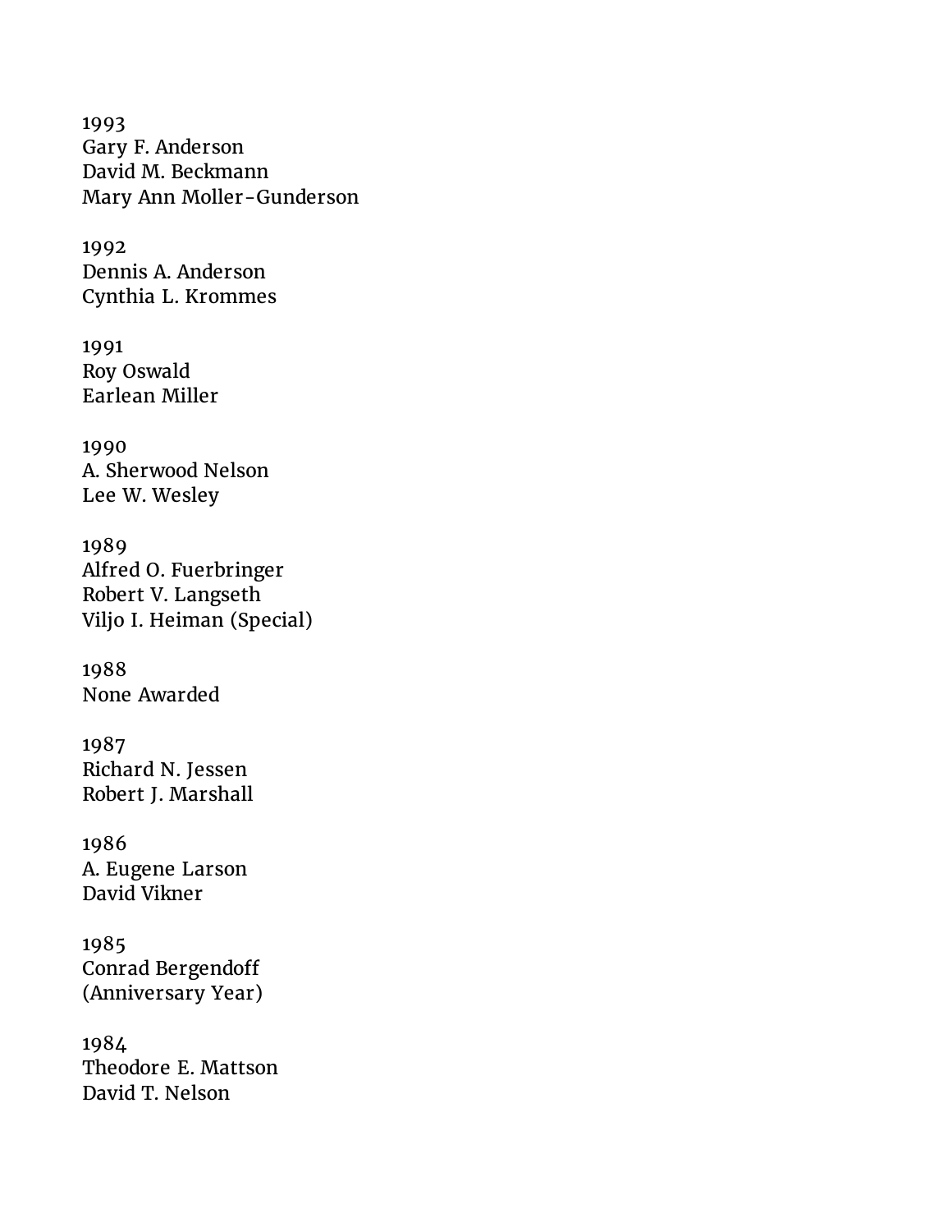1993
Gary F. Anderson
David M. Beckmann
Mary Ann Moller-Gunderson

1992
Dennis A. Anderson
Cynthia L. Krommes

1991
Roy Oswald
Earlean Miller

1990
A. Sherwood Nelson
Lee W. Wesley

1989
Alfred O. Fuerbringer
Robert V. Langseth
Viljo I. Heiman (Special)

1988
None Awarded

1987
Richard N. Jessen
Robert J. Marshall

1986
A. Eugene Larson
David Vikner

1985
Conrad Bergendoff
(Anniversary Year)

1984
Theodore E. Mattson
David T. Nelson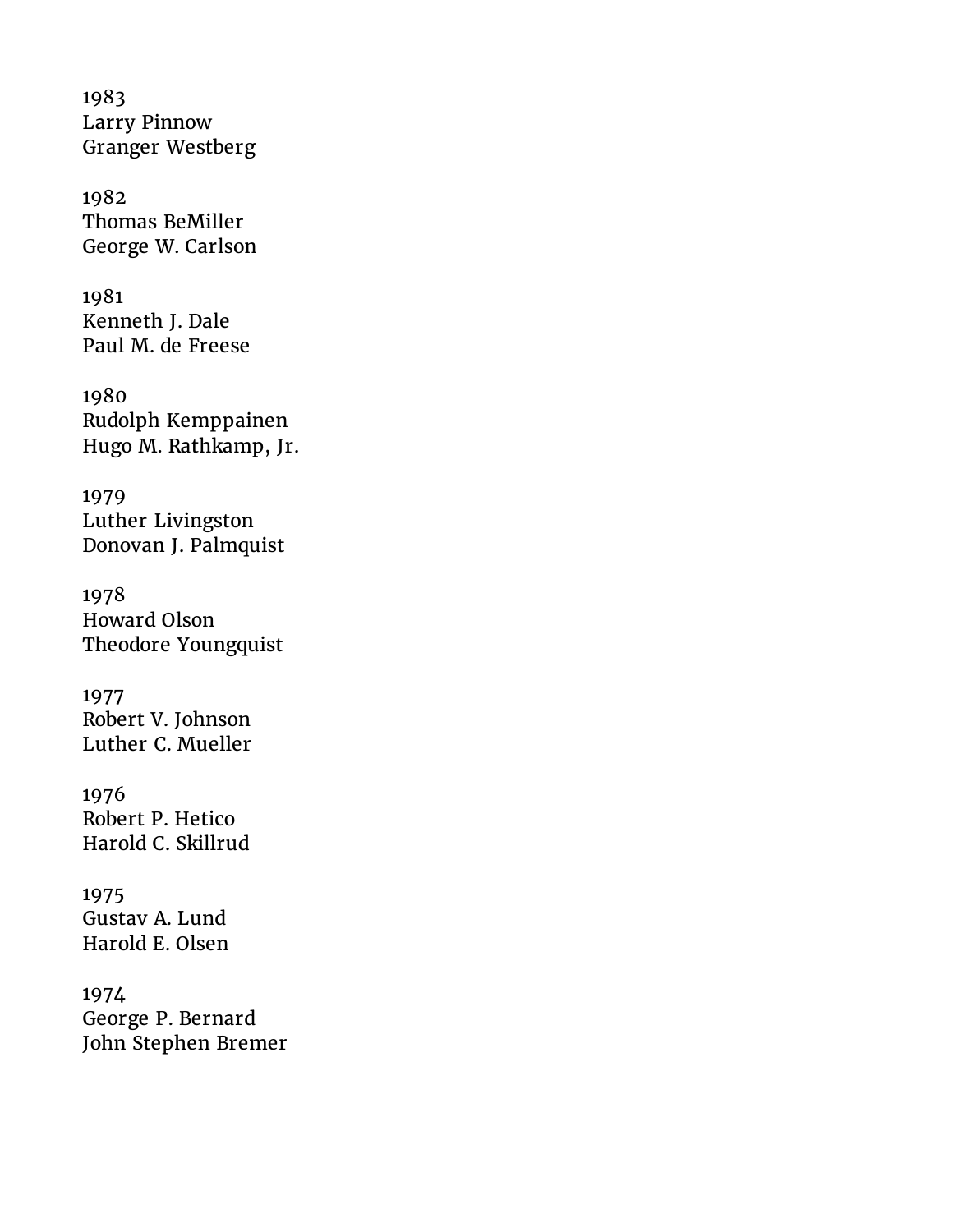1983
Larry Pinnow
Granger Westberg

1982
Thomas BeMiller
George W. Carlson

1981
Kenneth J. Dale
Paul M. de Freese

1980
Rudolph Kemppainen
Hugo M. Rathkamp, Jr.

1979
Luther Livingston
Donovan J. Palmquist

1978
Howard Olson
Theodore Youngquist

1977
Robert V. Johnson
Luther C. Mueller

1976
Robert P. Hetico
Harold C. Skillrud

1975
Gustav A. Lund
Harold E. Olsen

1974
George P. Bernard
John Stephen Bremer